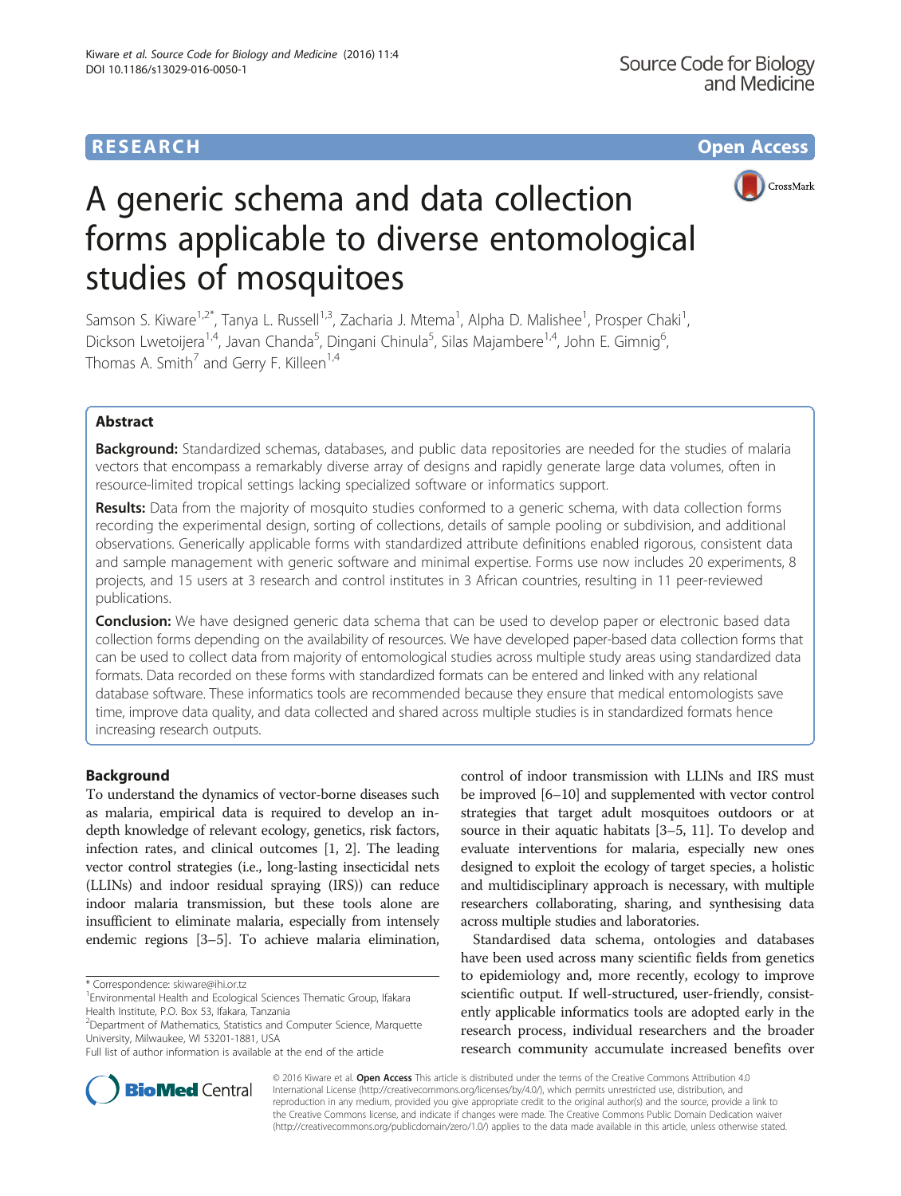RESEARCH

Open Access

# A generic schema and data collection forms applicable to diverse entomological studies of mosquitoes

Samson S. Kiware[1,2*], Tanya L. Russell[1,3], Zacharia J. Mtema[1], Alpha D. Malishee[1], Prosper Chaki[1], Dickson Lwetoijera[1,4], Javan Chanda[5], Dingani Chinula[5], Silas Majambere[1,4], John E. Gimnig[6], Thomas A. Smith[7] and Gerry F. Killeen[1,4]

## Abstract

**Background:** Standardized schemas, databases, and public data repositories are needed for the studies of malaria vectors that encompass a remarkably diverse array of designs and rapidly generate large data volumes, often in resource-limited tropical settings lacking specialized software or informatics support.

**Results:** Data from the majority of mosquito studies conformed to a generic schema, with data collection forms recording the experimental design, sorting of collections, details of sample pooling or subdivision, and additional observations. Generically applicable forms with standardized attribute definitions enabled rigorous, consistent data and sample management with generic software and minimal expertise. Forms use now includes 20 experiments, 8 projects, and 15 users at 3 research and control institutes in 3 African countries, resulting in 11 peer-reviewed publications.

**Conclusion:** We have designed generic data schema that can be used to develop paper or electronic based data collection forms depending on the availability of resources. We have developed paper-based data collection forms that can be used to collect data from majority of entomological studies across multiple study areas using standardized data formats. Data recorded on these forms with standardized formats can be entered and linked with any relational database software. These informatics tools are recommended because they ensure that medical entomologists save time, improve data quality, and data collected and shared across multiple studies is in standardized formats hence increasing research outputs.

## Background

To understand the dynamics of vector-borne diseases such as malaria, empirical data is required to develop an in-depth knowledge of relevant ecology, genetics, risk factors, infection rates, and clinical outcomes [1, 2]. The leading vector control strategies (i.e., long-lasting insecticidal nets (LLINs) and indoor residual spraying (IRS)) can reduce indoor malaria transmission, but these tools alone are insufficient to eliminate malaria, especially from intensely endemic regions [3–5]. To achieve malaria elimination, control of indoor transmission with LLINs and IRS must be improved [6–10] and supplemented with vector control strategies that target adult mosquitoes outdoors or at source in their aquatic habitats [3–5, 11]. To develop and evaluate interventions for malaria, especially new ones designed to exploit the ecology of target species, a holistic and multidisciplinary approach is necessary, with multiple researchers collaborating, sharing, and synthesising data across multiple studies and laboratories.

Standardised data schema, ontologies and databases have been used across many scientific fields from genetics to epidemiology and, more recently, ecology to improve scientific output. If well-structured, user-friendly, consistently applicable informatics tools are adopted early in the research process, individual researchers and the broader research community accumulate increased benefits over

\* Correspondence: skiware@ihi.or.tz

[1]Environmental Health and Ecological Sciences Thematic Group, Ifakara Health Institute, P.O. Box 53, Ifakara, Tanzania

[2]Department of Mathematics, Statistics and Computer Science, Marquette University, Milwaukee, WI 53201-1881, USA

Full list of author information is available at the end of the article

© 2016 Kiware et al. **Open Access** This article is distributed under the terms of the Creative Commons Attribution 4.0 International License (http://creativecommons.org/licenses/by/4.0/), which permits unrestricted use, distribution, and reproduction in any medium, provided you give appropriate credit to the original author(s) and the source, provide a link to the Creative Commons license, and indicate if changes were made. The Creative Commons Public Domain Dedication waiver (http://creativecommons.org/publicdomain/zero/1.0/) applies to the data made available in this article, unless otherwise stated.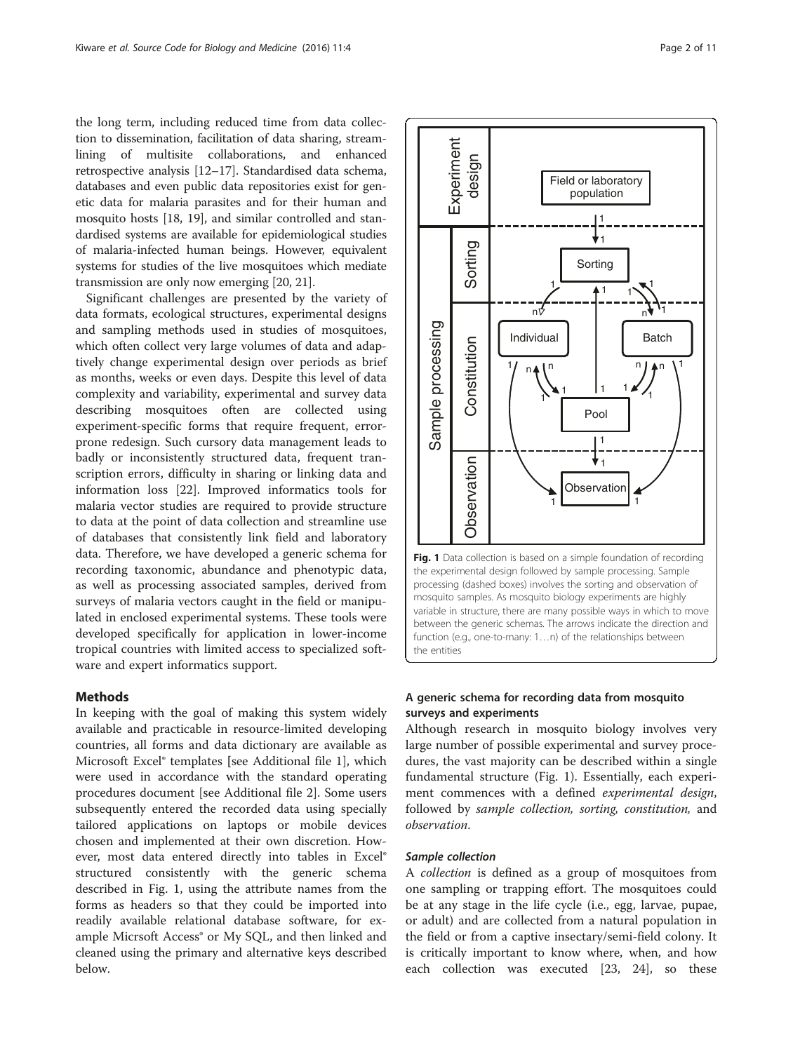the long term, including reduced time from data collection to dissemination, facilitation of data sharing, streamlining of multisite collaborations, and enhanced retrospective analysis [12–17]. Standardised data schema, databases and even public data repositories exist for genetic data for malaria parasites and for their human and mosquito hosts [18, 19], and similar controlled and standardised systems are available for epidemiological studies of malaria-infected human beings. However, equivalent systems for studies of the live mosquitoes which mediate transmission are only now emerging [20, 21].

Significant challenges are presented by the variety of data formats, ecological structures, experimental designs and sampling methods used in studies of mosquitoes, which often collect very large volumes of data and adaptively change experimental design over periods as brief as months, weeks or even days. Despite this level of data complexity and variability, experimental and survey data describing mosquitoes often are collected using experiment-specific forms that require frequent, error-prone redesign. Such cursory data management leads to badly or inconsistently structured data, frequent transcription errors, difficulty in sharing or linking data and information loss [22]. Improved informatics tools for malaria vector studies are required to provide structure to data at the point of data collection and streamline use of databases that consistently link field and laboratory data. Therefore, we have developed a generic schema for recording taxonomic, abundance and phenotypic data, as well as processing associated samples, derived from surveys of malaria vectors caught in the field or manipulated in enclosed experimental systems. These tools were developed specifically for application in lower-income tropical countries with limited access to specialized software and expert informatics support.

## Methods

In keeping with the goal of making this system widely available and practicable in resource-limited developing countries, all forms and data dictionary are available as Microsoft Excel® templates [see Additional file 1], which were used in accordance with the standard operating procedures document [see Additional file 2]. Some users subsequently entered the recorded data using specially tailored applications on laptops or mobile devices chosen and implemented at their own discretion. However, most data entered directly into tables in Excel® structured consistently with the generic schema described in Fig. 1, using the attribute names from the forms as headers so that they could be imported into readily available relational database software, for example Micrsoft Access® or My SQL, and then linked and cleaned using the primary and alternative keys described below.

**Fig. 1** Data collection is based on a simple foundation of recording the experimental design followed by sample processing. Sample processing (dashed boxes) involves the sorting and observation of mosquito samples. As mosquito biology experiments are highly variable in structure, there are many possible ways in which to move between the generic schemas. The arrows indicate the direction and function (e.g., one-to-many: 1…n) of the relationships between the entities

### A generic schema for recording data from mosquito surveys and experiments

Although research in mosquito biology involves very large number of possible experimental and survey procedures, the vast majority can be described within a single fundamental structure (Fig. 1). Essentially, each experiment commences with a defined *experimental design*, followed by *sample collection, sorting, constitution,* and *observation*.

#### Sample collection

A *collection* is defined as a group of mosquitoes from one sampling or trapping effort. The mosquitoes could be at any stage in the life cycle (i.e., egg, larvae, pupae, or adult) and are collected from a natural population in the field or from a captive insectary/semi-field colony. It is critically important to know where, when, and how each collection was executed [23, 24], so these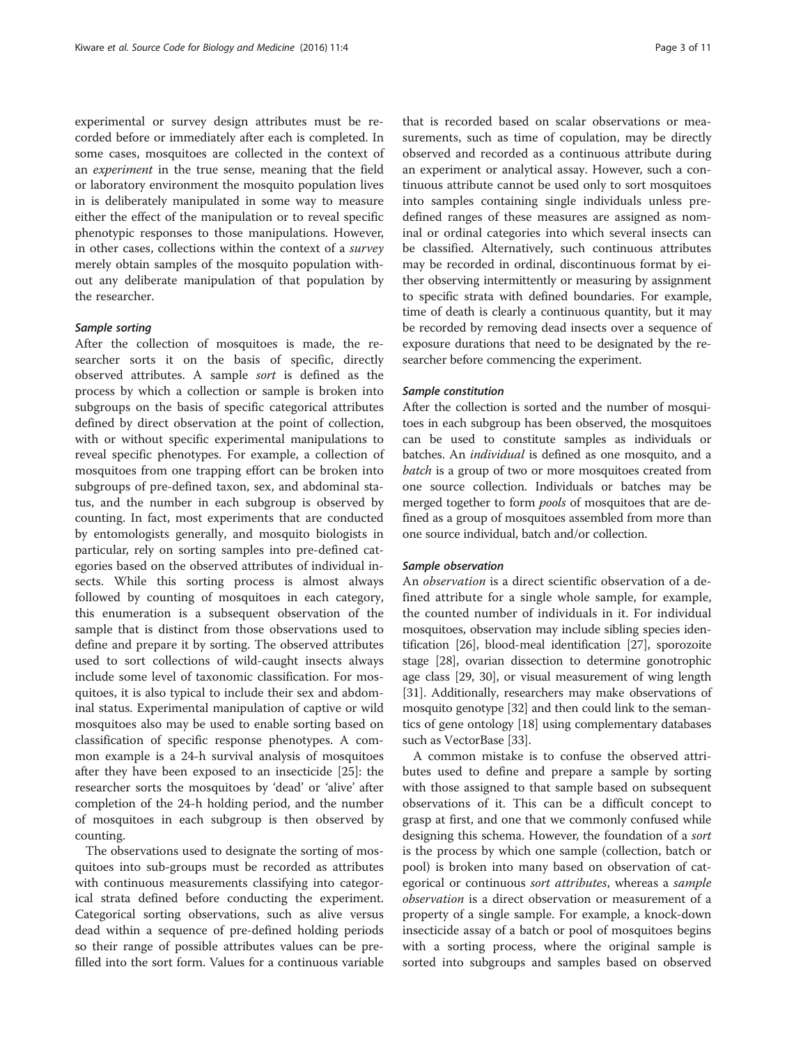experimental or survey design attributes must be recorded before or immediately after each is completed. In some cases, mosquitoes are collected in the context of an *experiment* in the true sense, meaning that the field or laboratory environment the mosquito population lives in is deliberately manipulated in some way to measure either the effect of the manipulation or to reveal specific phenotypic responses to those manipulations. However, in other cases, collections within the context of a *survey* merely obtain samples of the mosquito population without any deliberate manipulation of that population by the researcher.

#### *Sample sorting*

After the collection of mosquitoes is made, the researcher sorts it on the basis of specific, directly observed attributes. A sample *sort* is defined as the process by which a collection or sample is broken into subgroups on the basis of specific categorical attributes defined by direct observation at the point of collection, with or without specific experimental manipulations to reveal specific phenotypes. For example, a collection of mosquitoes from one trapping effort can be broken into subgroups of pre-defined taxon, sex, and abdominal status, and the number in each subgroup is observed by counting. In fact, most experiments that are conducted by entomologists generally, and mosquito biologists in particular, rely on sorting samples into pre-defined categories based on the observed attributes of individual insects. While this sorting process is almost always followed by counting of mosquitoes in each category, this enumeration is a subsequent observation of the sample that is distinct from those observations used to define and prepare it by sorting. The observed attributes used to sort collections of wild-caught insects always include some level of taxonomic classification. For mosquitoes, it is also typical to include their sex and abdominal status. Experimental manipulation of captive or wild mosquitoes also may be used to enable sorting based on classification of specific response phenotypes. A common example is a 24-h survival analysis of mosquitoes after they have been exposed to an insecticide [25]: the researcher sorts the mosquitoes by 'dead' or 'alive' after completion of the 24-h holding period, and the number of mosquitoes in each subgroup is then observed by counting.

The observations used to designate the sorting of mosquitoes into sub-groups must be recorded as attributes with continuous measurements classifying into categorical strata defined before conducting the experiment. Categorical sorting observations, such as alive versus dead within a sequence of pre-defined holding periods so their range of possible attributes values can be pre-filled into the sort form. Values for a continuous variable that is recorded based on scalar observations or measurements, such as time of copulation, may be directly observed and recorded as a continuous attribute during an experiment or analytical assay. However, such a continuous attribute cannot be used only to sort mosquitoes into samples containing single individuals unless pre-defined ranges of these measures are assigned as nominal or ordinal categories into which several insects can be classified. Alternatively, such continuous attributes may be recorded in ordinal, discontinuous format by either observing intermittently or measuring by assignment to specific strata with defined boundaries. For example, time of death is clearly a continuous quantity, but it may be recorded by removing dead insects over a sequence of exposure durations that need to be designated by the researcher before commencing the experiment.

#### *Sample constitution*

After the collection is sorted and the number of mosquitoes in each subgroup has been observed, the mosquitoes can be used to constitute samples as individuals or batches. An *individual* is defined as one mosquito, and a *batch* is a group of two or more mosquitoes created from one source collection. Individuals or batches may be merged together to form *pools* of mosquitoes that are defined as a group of mosquitoes assembled from more than one source individual, batch and/or collection.

#### *Sample observation*

An *observation* is a direct scientific observation of a defined attribute for a single whole sample, for example, the counted number of individuals in it. For individual mosquitoes, observation may include sibling species identification [26], blood-meal identification [27], sporozoite stage [28], ovarian dissection to determine gonotrophic age class [29, 30], or visual measurement of wing length [31]. Additionally, researchers may make observations of mosquito genotype [32] and then could link to the semantics of gene ontology [18] using complementary databases such as VectorBase [33].

A common mistake is to confuse the observed attributes used to define and prepare a sample by sorting with those assigned to that sample based on subsequent observations of it. This can be a difficult concept to grasp at first, and one that we commonly confused while designing this schema. However, the foundation of a *sort* is the process by which one sample (collection, batch or pool) is broken into many based on observation of categorical or continuous *sort attributes*, whereas a *sample observation* is a direct observation or measurement of a property of a single sample. For example, a knock-down insecticide assay of a batch or pool of mosquitoes begins with a sorting process, where the original sample is sorted into subgroups and samples based on observed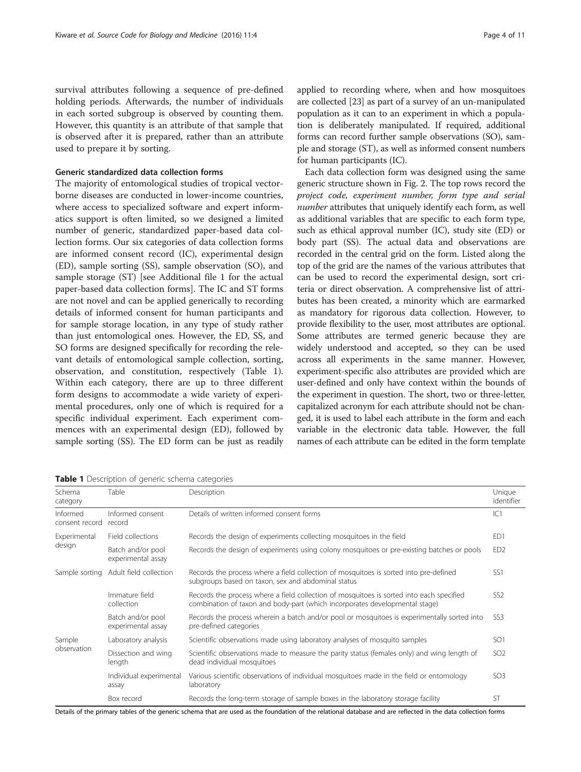survival attributes following a sequence of pre-defined holding periods. Afterwards, the number of individuals in each sorted subgroup is observed by counting them. However, this quantity is an attribute of that sample that is observed after it is prepared, rather than an attribute used to prepare it by sorting.

### Generic standardized data collection forms

The majority of entomological studies of tropical vector-borne diseases are conducted in lower-income countries, where access to specialized software and expert informatics support is often limited, so we designed a limited number of generic, standardized paper-based data collection forms. Our six categories of data collection forms are informed consent record (IC), experimental design (ED), sample sorting (SS), sample observation (SO), and sample storage (ST) [see Additional file 1 for the actual paper-based data collection forms]. The IC and ST forms are not novel and can be applied generically to recording details of informed consent for human participants and for sample storage location, in any type of study rather than just entomological ones. However, the ED, SS, and SO forms are designed specifically for recording the relevant details of entomological sample collection, sorting, observation, and constitution, respectively (Table 1). Within each category, there are up to three different form designs to accommodate a wide variety of experimental procedures, only one of which is required for a specific individual experiment. Each experiment commences with an experimental design (ED), followed by sample sorting (SS). The ED form can be just as readily applied to recording where, when and how mosquitoes are collected [23] as part of a survey of an un-manipulated population as it can to an experiment in which a population is deliberately manipulated. If required, additional forms can record further sample observations (SO), sample and storage (ST), as well as informed consent numbers for human participants (IC).

Each data collection form was designed using the same generic structure shown in Fig. 2. The top rows record the *project code, experiment number, form type and serial number* attributes that uniquely identify each form, as well as additional variables that are specific to each form type, such as ethical approval number (IC), study site (ED) or body part (SS). The actual data and observations are recorded in the central grid on the form. Listed along the top of the grid are the names of the various attributes that can be used to record the experimental design, sort criteria or direct observation. A comprehensive list of attributes has been created, a minority which are earmarked as mandatory for rigorous data collection. However, to provide flexibility to the user, most attributes are optional. Some attributes are termed generic because they are widely understood and accepted, so they can be used across all experiments in the same manner. However, experiment-specific also attributes are provided which are user-defined and only have context within the bounds of the experiment in question. The short, two or three-letter, capitalized acronym for each attribute should not be changed, it is used to label each attribute in the form and each variable in the electronic data table. However, the full names of each attribute can be edited in the form template

**Table 1** Description of generic schema categories

| Schema category | Table | Description | Unique identifier |
|---|---|---|---|
| Informed consent record | Informed consent record | Details of written informed consent forms | IC1 |
| Experimental design | Field collections | Records the design of experiments collecting mosquitoes in the field | ED1 |
| | Batch and/or pool experimental assay | Records the design of experiments using colony mosquitoes or pre-existing batches or pools | ED2 |
| Sample sorting | Adult field collection | Records the process where a field collection of mosquitoes is sorted into pre-defined subgroups based on taxon, sex and abdominal status | SS1 |
| | Immature field collection | Records the process where a field collection of mosquitoes is sorted into each specified combination of taxon and body-part (which incorporates developmental stage) | SS2 |
| | Batch and/or pool experimental assay | Records the process wherein a batch and/or pool or mosquitoes is experimentally sorted into pre-defined categories | SS3 |
| Sample observation | Laboratory analysis | Scientific observations made using laboratory analyses of mosquito samples | SO1 |
| | Dissection and wing length | Scientific observations made to measure the parity status (females only) and wing length of dead individual mosquitoes | SO2 |
| | Individual experimental assay | Various scientific observations of individual mosquitoes made in the field or entomology laboratory | SO3 |
| | Box record | Records the long-term storage of sample boxes in the laboratory storage facility | ST |

Details of the primary tables of the generic schema that are used as the foundation of the relational database and are reflected in the data collection forms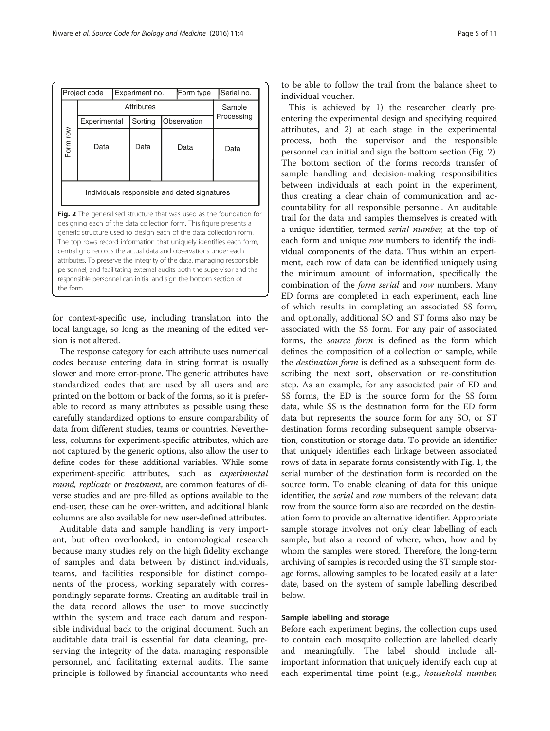Project code
Experiment no.
Form type
Serial no.
Attributes
Sample Processing
Experimental
Sorting
Observation
Form row
Data
Data
Data
Data
Individuals responsible and dated signatures

**Fig. 2** The generalised structure that was used as the foundation for designing each of the data collection form. This figure presents a generic structure used to design each of the data collection form. The top rows record information that uniquely identifies each form, central grid records the actual data and observations under each attributes. To preserve the integrity of the data, managing responsible personnel, and facilitating external audits both the supervisor and the responsible personnel can initial and sign the bottom section of the form

for context-specific use, including translation into the local language, so long as the meaning of the edited version is not altered.

The response category for each attribute uses numerical codes because entering data in string format is usually slower and more error-prone. The generic attributes have standardized codes that are used by all users and are printed on the bottom or back of the forms, so it is preferable to record as many attributes as possible using these carefully standardized options to ensure comparability of data from different studies, teams or countries. Nevertheless, columns for experiment-specific attributes, which are not captured by the generic options, also allow the user to define codes for these additional variables. While some experiment-specific attributes, such as *experimental round, replicate* or *treatment*, are common features of diverse studies and are pre-filled as options available to the end-user, these can be over-written, and additional blank columns are also available for new user-defined attributes.

Auditable data and sample handling is very important, but often overlooked, in entomological research because many studies rely on the high fidelity exchange of samples and data between by distinct individuals, teams, and facilities responsible for distinct components of the process, working separately with correspondingly separate forms. Creating an auditable trail in the data record allows the user to move succinctly within the system and trace each datum and responsible individual back to the original document. Such an auditable data trail is essential for data cleaning, preserving the integrity of the data, managing responsible personnel, and facilitating external audits. The same principle is followed by financial accountants who need to be able to follow the trail from the balance sheet to individual voucher.

This is achieved by 1) the researcher clearly pre-entering the experimental design and specifying required attributes, and 2) at each stage in the experimental process, both the supervisor and the responsible personnel can initial and sign the bottom section (Fig. 2). The bottom section of the forms records transfer of sample handling and decision-making responsibilities between individuals at each point in the experiment, thus creating a clear chain of communication and accountability for all responsible personnel. An auditable trail for the data and samples themselves is created with a unique identifier, termed *serial number,* at the top of each form and unique *row* numbers to identify the individual components of the data. Thus within an experiment, each row of data can be identified uniquely using the minimum amount of information, specifically the combination of the *form serial* and *row* numbers. Many ED forms are completed in each experiment, each line of which results in completing an associated SS form, and optionally, additional SO and ST forms also may be associated with the SS form. For any pair of associated forms, the *source form* is defined as the form which defines the composition of a collection or sample, while the *destination form* is defined as a subsequent form describing the next sort, observation or re-constitution step. As an example, for any associated pair of ED and SS forms, the ED is the source form for the SS form data, while SS is the destination form for the ED form data but represents the source form for any SO, or ST destination forms recording subsequent sample observation, constitution or storage data. To provide an identifier that uniquely identifies each linkage between associated rows of data in separate forms consistently with Fig. 1, the serial number of the destination form is recorded on the source form. To enable cleaning of data for this unique identifier, the *serial* and *row* numbers of the relevant data row from the source form also are recorded on the destination form to provide an alternative identifier. Appropriate sample storage involves not only clear labelling of each sample, but also a record of where, when, how and by whom the samples were stored. Therefore, the long-term archiving of samples is recorded using the ST sample storage forms, allowing samples to be located easily at a later date, based on the system of sample labelling described below.

### Sample labelling and storage

Before each experiment begins, the collection cups used to contain each mosquito collection are labelled clearly and meaningfully. The label should include all-important information that uniquely identify each cup at each experimental time point (e.g., *household number,*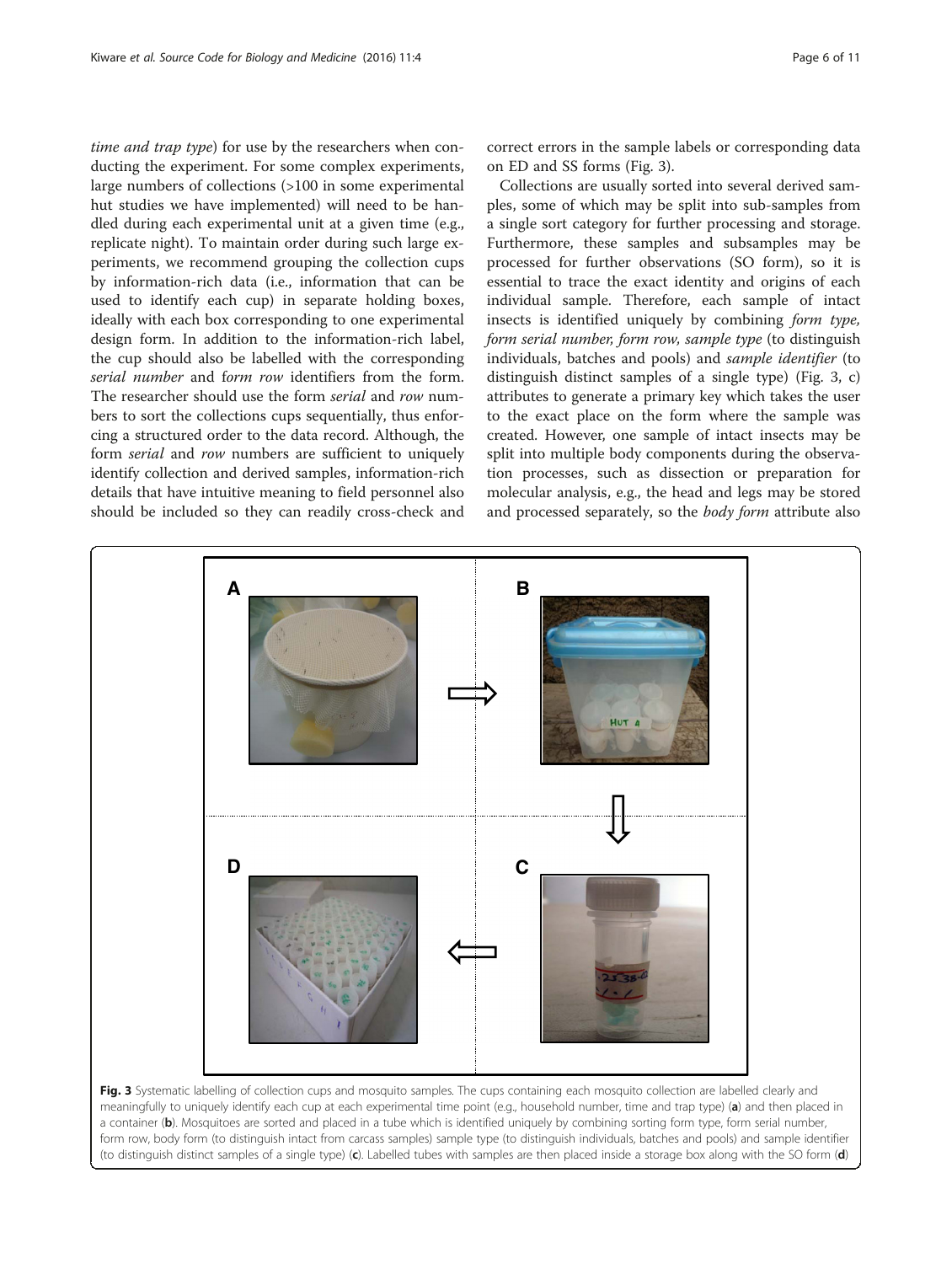*time and trap type*) for use by the researchers when conducting the experiment. For some complex experiments, large numbers of collections (>100 in some experimental hut studies we have implemented) will need to be handled during each experimental unit at a given time (e.g., replicate night). To maintain order during such large experiments, we recommend grouping the collection cups by information-rich data (i.e., information that can be used to identify each cup) in separate holding boxes, ideally with each box corresponding to one experimental design form. In addition to the information-rich label, the cup should also be labelled with the corresponding *serial number* and *form row* identifiers from the form. The researcher should use the form *serial* and *row* numbers to sort the collections cups sequentially, thus enforcing a structured order to the data record. Although, the form *serial* and *row* numbers are sufficient to uniquely identify collection and derived samples, information-rich details that have intuitive meaning to field personnel also should be included so they can readily cross-check and correct errors in the sample labels or corresponding data on ED and SS forms (Fig. 3).

Collections are usually sorted into several derived samples, some of which may be split into sub-samples from a single sort category for further processing and storage. Furthermore, these samples and subsamples may be processed for further observations (SO form), so it is essential to trace the exact identity and origins of each individual sample. Therefore, each sample of intact insects is identified uniquely by combining *form type, form serial number, form row, sample type* (to distinguish individuals, batches and pools) and *sample identifier* (to distinguish distinct samples of a single type) (Fig. 3, c) attributes to generate a primary key which takes the user to the exact place on the form where the sample was created. However, one sample of intact insects may be split into multiple body components during the observation processes, such as dissection or preparation for molecular analysis, e.g., the head and legs may be stored and processed separately, so the *body form* attribute also

**Fig. 3** Systematic labelling of collection cups and mosquito samples. The cups containing each mosquito collection are labelled clearly and meaningfully to uniquely identify each cup at each experimental time point (e.g., household number, time and trap type) (**a**) and then placed in a container (**b**). Mosquitoes are sorted and placed in a tube which is identified uniquely by combining sorting form type, form serial number, form row, body form (to distinguish intact from carcass samples) sample type (to distinguish individuals, batches and pools) and sample identifier (to distinguish distinct samples of a single type) (**c**). Labelled tubes with samples are then placed inside a storage box along with the SO form (**d**)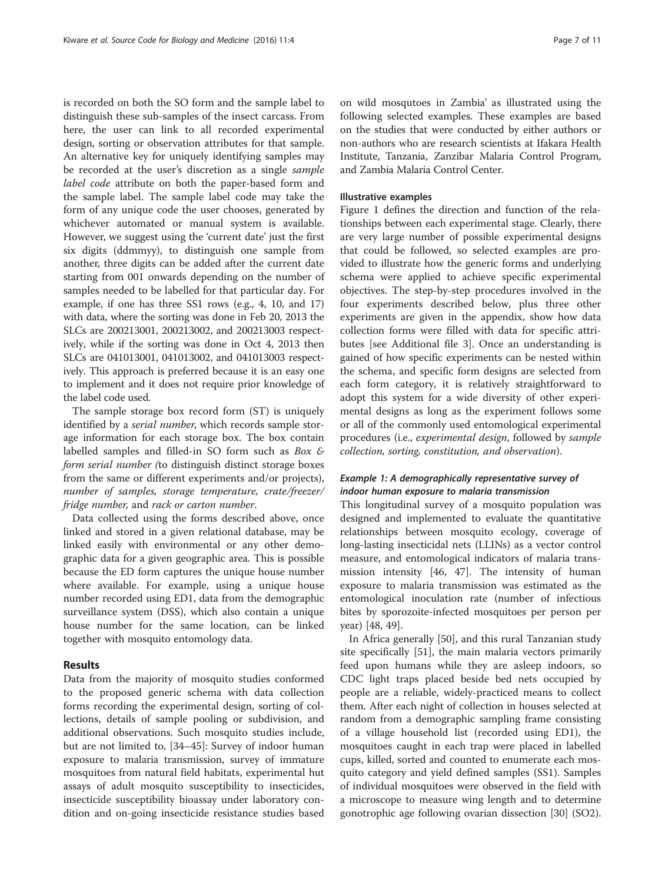is recorded on both the SO form and the sample label to distinguish these sub-samples of the insect carcass. From here, the user can link to all recorded experimental design, sorting or observation attributes for that sample. An alternative key for uniquely identifying samples may be recorded at the user's discretion as a single *sample label code* attribute on both the paper-based form and the sample label. The sample label code may take the form of any unique code the user chooses, generated by whichever automated or manual system is available. However, we suggest using the 'current date' just the first six digits (ddmmyy), to distinguish one sample from another, three digits can be added after the current date starting from 001 onwards depending on the number of samples needed to be labelled for that particular day. For example, if one has three SS1 rows (e.g., 4, 10, and 17) with data, where the sorting was done in Feb 20, 2013 the SLCs are 200213001, 200213002, and 200213003 respectively, while if the sorting was done in Oct 4, 2013 then SLCs are 041013001, 041013002, and 041013003 respectively. This approach is preferred because it is an easy one to implement and it does not require prior knowledge of the label code used.

The sample storage box record form (ST) is uniquely identified by a *serial number*, which records sample storage information for each storage box. The box contain labelled samples and filled-in SO form such as *Box & form serial number (*to distinguish distinct storage boxes from the same or different experiments and/or projects), *number of samples, storage temperature, crate/freezer/fridge number,* and *rack or carton number*.

Data collected using the forms described above, once linked and stored in a given relational database, may be linked easily with environmental or any other demographic data for a given geographic area. This is possible because the ED form captures the unique house number where available. For example, using a unique house number recorded using ED1, data from the demographic surveillance system (DSS), which also contain a unique house number for the same location, can be linked together with mosquito entomology data.

## Results

Data from the majority of mosquito studies conformed to the proposed generic schema with data collection forms recording the experimental design, sorting of collections, details of sample pooling or subdivision, and additional observations. Such mosquito studies include, but are not limited to, [34–45]: Survey of indoor human exposure to malaria transmission, survey of immature mosquitoes from natural field habitats, experimental hut assays of adult mosquito susceptibility to insecticides, insecticide susceptibility bioassay under laboratory condition and on-going insecticide resistance studies based on wild mosquitoes in Zambia' as illustrated using the following selected examples. These examples are based on the studies that were conducted by either authors or non-authors who are research scientists at Ifakara Health Institute, Tanzania, Zanzibar Malaria Control Program, and Zambia Malaria Control Center.

### Illustrative examples

Figure 1 defines the direction and function of the relationships between each experimental stage. Clearly, there are very large number of possible experimental designs that could be followed, so selected examples are provided to illustrate how the generic forms and underlying schema were applied to achieve specific experimental objectives. The step-by-step procedures involved in the four experiments described below, plus three other experiments are given in the appendix, show how data collection forms were filled with data for specific attributes [see Additional file 3]. Once an understanding is gained of how specific experiments can be nested within the schema, and specific form designs are selected from each form category, it is relatively straightforward to adopt this system for a wide diversity of other experimental designs as long as the experiment follows some or all of the commonly used entomological experimental procedures (i.e., *experimental design*, followed by *sample collection, sorting, constitution, and observation*).

#### *Example 1: A demographically representative survey of indoor human exposure to malaria transmission*

This longitudinal survey of a mosquito population was designed and implemented to evaluate the quantitative relationships between mosquito ecology, coverage of long-lasting insecticidal nets (LLINs) as a vector control measure, and entomological indicators of malaria transmission intensity [46, 47]. The intensity of human exposure to malaria transmission was estimated as the entomological inoculation rate (number of infectious bites by sporozoite-infected mosquitoes per person per year) [48, 49].

In Africa generally [50], and this rural Tanzanian study site specifically [51], the main malaria vectors primarily feed upon humans while they are asleep indoors, so CDC light traps placed beside bed nets occupied by people are a reliable, widely-practiced means to collect them. After each night of collection in houses selected at random from a demographic sampling frame consisting of a village household list (recorded using ED1), the mosquitoes caught in each trap were placed in labelled cups, killed, sorted and counted to enumerate each mosquito category and yield defined samples (SS1). Samples of individual mosquitoes were observed in the field with a microscope to measure wing length and to determine gonotrophic age following ovarian dissection [30] (SO2).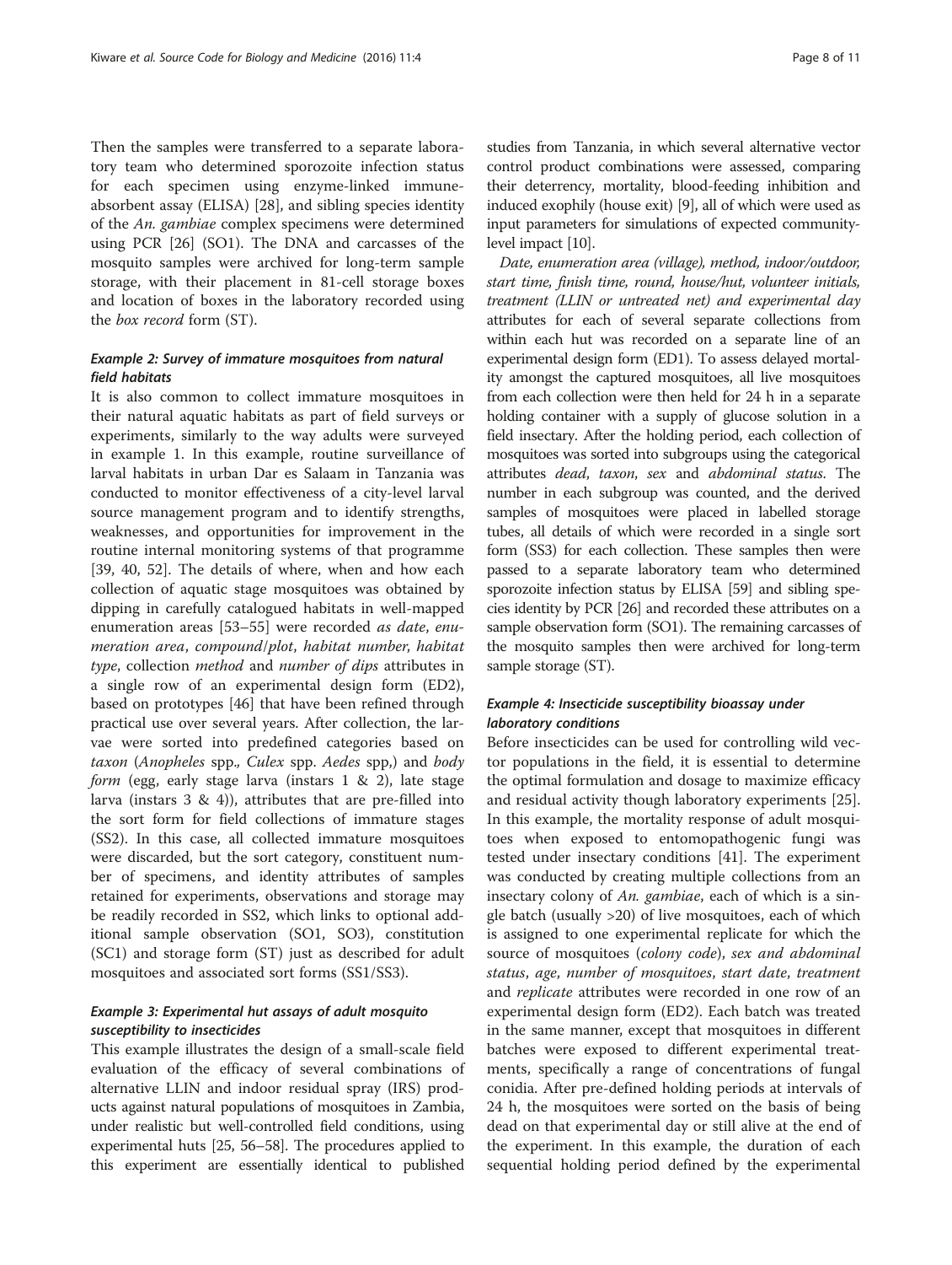Then the samples were transferred to a separate laboratory team who determined sporozoite infection status for each specimen using enzyme-linked immune-absorbent assay (ELISA) [28], and sibling species identity of the *An. gambiae* complex specimens were determined using PCR [26] (SO1). The DNA and carcasses of the mosquito samples were archived for long-term sample storage, with their placement in 81-cell storage boxes and location of boxes in the laboratory recorded using the *box record* form (ST).

### *Example 2: Survey of immature mosquitoes from natural field habitats*

It is also common to collect immature mosquitoes in their natural aquatic habitats as part of field surveys or experiments, similarly to the way adults were surveyed in example 1. In this example, routine surveillance of larval habitats in urban Dar es Salaam in Tanzania was conducted to monitor effectiveness of a city-level larval source management program and to identify strengths, weaknesses, and opportunities for improvement in the routine internal monitoring systems of that programme [39, 40, 52]. The details of where, when and how each collection of aquatic stage mosquitoes was obtained by dipping in carefully catalogued habitats in well-mapped enumeration areas [53–55] were recorded *as date*, *enumeration area*, *compound/plot*, *habitat number*, *habitat type*, collection *method* and *number of dips* attributes in a single row of an experimental design form (ED2), based on prototypes [46] that have been refined through practical use over several years. After collection, the larvae were sorted into predefined categories based on *taxon* (*Anopheles* spp.*, Culex* spp. *Aedes* spp.) and *body form* (egg, early stage larva (instars 1 & 2), late stage larva (instars 3 & 4)), attributes that are pre-filled into the sort form for field collections of immature stages (SS2). In this case, all collected immature mosquitoes were discarded, but the sort category, constituent number of specimens, and identity attributes of samples retained for experiments, observations and storage may be readily recorded in SS2, which links to optional additional sample observation (SO1, SO3), constitution (SC1) and storage form (ST) just as described for adult mosquitoes and associated sort forms (SS1/SS3).

### *Example 3: Experimental hut assays of adult mosquito susceptibility to insecticides*

This example illustrates the design of a small-scale field evaluation of the efficacy of several combinations of alternative LLIN and indoor residual spray (IRS) products against natural populations of mosquitoes in Zambia, under realistic but well-controlled field conditions, using experimental huts [25, 56–58]. The procedures applied to this experiment are essentially identical to published studies from Tanzania, in which several alternative vector control product combinations were assessed, comparing their deterrency, mortality, blood-feeding inhibition and induced exophily (house exit) [9], all of which were used as input parameters for simulations of expected community-level impact [10].

*Date, enumeration area (village), method, indoor/outdoor, start time, finish time, round, house/hut, volunteer initials, treatment (LLIN or untreated net)* and *experimental day* attributes for each of several separate collections from within each hut was recorded on a separate line of an experimental design form (ED1). To assess delayed mortality amongst the captured mosquitoes, all live mosquitoes from each collection were then held for 24 h in a separate holding container with a supply of glucose solution in a field insectary. After the holding period, each collection of mosquitoes was sorted into subgroups using the categorical attributes *dead*, *taxon*, *sex* and *abdominal status*. The number in each subgroup was counted, and the derived samples of mosquitoes were placed in labelled storage tubes, all details of which were recorded in a single sort form (SS3) for each collection. These samples then were passed to a separate laboratory team who determined sporozoite infection status by ELISA [59] and sibling species identity by PCR [26] and recorded these attributes on a sample observation form (SO1). The remaining carcasses of the mosquito samples then were archived for long-term sample storage (ST).

### *Example 4: Insecticide susceptibility bioassay under laboratory conditions*

Before insecticides can be used for controlling wild vector populations in the field, it is essential to determine the optimal formulation and dosage to maximize efficacy and residual activity though laboratory experiments [25]. In this example, the mortality response of adult mosquitoes when exposed to entomopathogenic fungi was tested under insectary conditions [41]. The experiment was conducted by creating multiple collections from an insectary colony of *An. gambiae*, each of which is a single batch (usually >20) of live mosquitoes, each of which is assigned to one experimental replicate for which the source of mosquitoes (*colony code*), *sex and abdominal status*, *age*, *number of mosquitoes*, *start date*, *treatment* and *replicate* attributes were recorded in one row of an experimental design form (ED2). Each batch was treated in the same manner, except that mosquitoes in different batches were exposed to different experimental treatments, specifically a range of concentrations of fungal conidia. After pre-defined holding periods at intervals of 24 h, the mosquitoes were sorted on the basis of being dead on that experimental day or still alive at the end of the experiment. In this example, the duration of each sequential holding period defined by the experimental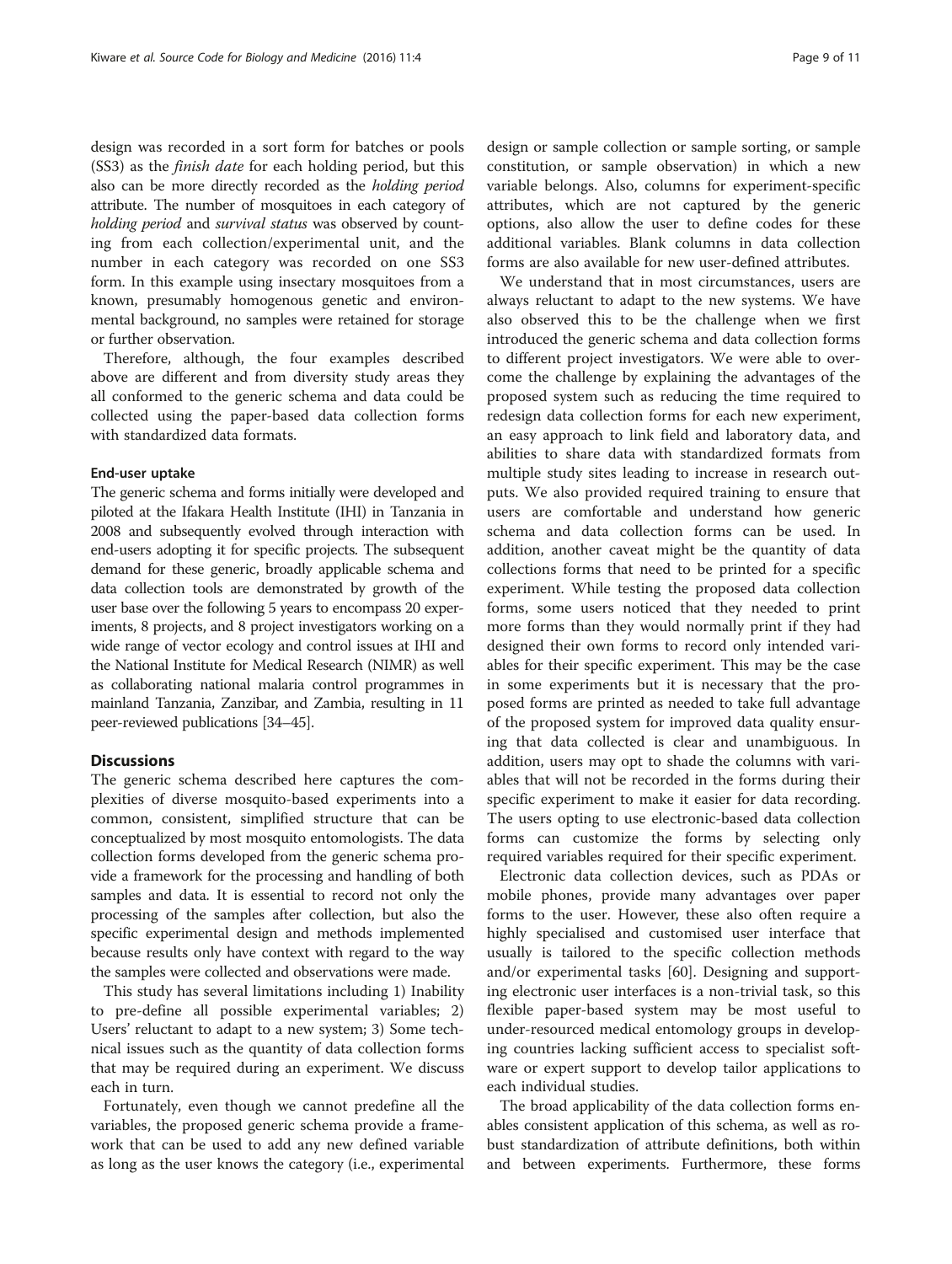design was recorded in a sort form for batches or pools (SS3) as the *finish date* for each holding period, but this also can be more directly recorded as the *holding period* attribute. The number of mosquitoes in each category of *holding period* and *survival status* was observed by counting from each collection/experimental unit, and the number in each category was recorded on one SS3 form. In this example using insectary mosquitoes from a known, presumably homogenous genetic and environmental background, no samples were retained for storage or further observation.

Therefore, although, the four examples described above are different and from diversity study areas they all conformed to the generic schema and data could be collected using the paper-based data collection forms with standardized data formats.

#### End-user uptake

The generic schema and forms initially were developed and piloted at the Ifakara Health Institute (IHI) in Tanzania in 2008 and subsequently evolved through interaction with end-users adopting it for specific projects. The subsequent demand for these generic, broadly applicable schema and data collection tools are demonstrated by growth of the user base over the following 5 years to encompass 20 experiments, 8 projects, and 8 project investigators working on a wide range of vector ecology and control issues at IHI and the National Institute for Medical Research (NIMR) as well as collaborating national malaria control programmes in mainland Tanzania, Zanzibar, and Zambia, resulting in 11 peer-reviewed publications [34–45].

## Discussions

The generic schema described here captures the complexities of diverse mosquito-based experiments into a common, consistent, simplified structure that can be conceptualized by most mosquito entomologists. The data collection forms developed from the generic schema provide a framework for the processing and handling of both samples and data. It is essential to record not only the processing of the samples after collection, but also the specific experimental design and methods implemented because results only have context with regard to the way the samples were collected and observations were made.

This study has several limitations including 1) Inability to pre-define all possible experimental variables; 2) Users' reluctant to adapt to a new system; 3) Some technical issues such as the quantity of data collection forms that may be required during an experiment. We discuss each in turn.

Fortunately, even though we cannot predefine all the variables, the proposed generic schema provide a framework that can be used to add any new defined variable as long as the user knows the category (i.e., experimental design or sample collection or sample sorting, or sample constitution, or sample observation) in which a new variable belongs. Also, columns for experiment-specific attributes, which are not captured by the generic options, also allow the user to define codes for these additional variables. Blank columns in data collection forms are also available for new user-defined attributes.

We understand that in most circumstances, users are always reluctant to adapt to the new systems. We have also observed this to be the challenge when we first introduced the generic schema and data collection forms to different project investigators. We were able to overcome the challenge by explaining the advantages of the proposed system such as reducing the time required to redesign data collection forms for each new experiment, an easy approach to link field and laboratory data, and abilities to share data with standardized formats from multiple study sites leading to increase in research outputs. We also provided required training to ensure that users are comfortable and understand how generic schema and data collection forms can be used. In addition, another caveat might be the quantity of data collections forms that need to be printed for a specific experiment. While testing the proposed data collection forms, some users noticed that they needed to print more forms than they would normally print if they had designed their own forms to record only intended variables for their specific experiment. This may be the case in some experiments but it is necessary that the proposed forms are printed as needed to take full advantage of the proposed system for improved data quality ensuring that data collected is clear and unambiguous. In addition, users may opt to shade the columns with variables that will not be recorded in the forms during their specific experiment to make it easier for data recording. The users opting to use electronic-based data collection forms can customize the forms by selecting only required variables required for their specific experiment.

Electronic data collection devices, such as PDAs or mobile phones, provide many advantages over paper forms to the user. However, these also often require a highly specialised and customised user interface that usually is tailored to the specific collection methods and/or experimental tasks [60]. Designing and supporting electronic user interfaces is a non-trivial task, so this flexible paper-based system may be most useful to under-resourced medical entomology groups in developing countries lacking sufficient access to specialist software or expert support to develop tailor applications to each individual studies.

The broad applicability of the data collection forms enables consistent application of this schema, as well as robust standardization of attribute definitions, both within and between experiments. Furthermore, these forms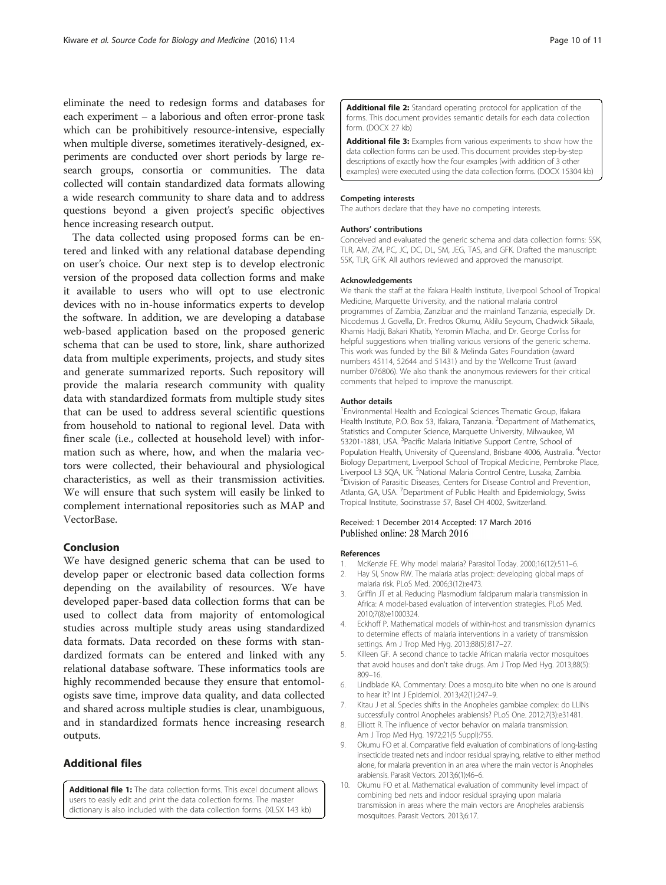eliminate the need to redesign forms and databases for each experiment – a laborious and often error-prone task which can be prohibitively resource-intensive, especially when multiple diverse, sometimes iteratively-designed, experiments are conducted over short periods by large research groups, consortia or communities. The data collected will contain standardized data formats allowing a wide research community to share data and to address questions beyond a given project's specific objectives hence increasing research output.

The data collected using proposed forms can be entered and linked with any relational database depending on user's choice. Our next step is to develop electronic version of the proposed data collection forms and make it available to users who will opt to use electronic devices with no in-house informatics experts to develop the software. In addition, we are developing a database web-based application based on the proposed generic schema that can be used to store, link, share authorized data from multiple experiments, projects, and study sites and generate summarized reports. Such repository will provide the malaria research community with quality data with standardized formats from multiple study sites that can be used to address several scientific questions from household to national to regional level. Data with finer scale (i.e., collected at household level) with information such as where, how, and when the malaria vectors were collected, their behavioural and physiological characteristics, as well as their transmission activities. We will ensure that such system will easily be linked to complement international repositories such as MAP and VectorBase.

## Conclusion

We have designed generic schema that can be used to develop paper or electronic based data collection forms depending on the availability of resources. We have developed paper-based data collection forms that can be used to collect data from majority of entomological studies across multiple study areas using standardized data formats. Data recorded on these forms with standardized formats can be entered and linked with any relational database software. These informatics tools are highly recommended because they ensure that entomologists save time, improve data quality, and data collected and shared across multiple studies is clear, unambiguous, and in standardized formats hence increasing research outputs.

## Additional files

**Additional file 1:** The data collection forms. This excel document allows users to easily edit and print the data collection forms. The master dictionary is also included with the data collection forms. (XLSX 143 kb)

**Additional file 2:** Standard operating protocol for application of the forms. This document provides semantic details for each data collection form. (DOCX 27 kb)

**Additional file 3:** Examples from various experiments to show how the data collection forms can be used. This document provides step-by-step descriptions of exactly how the four examples (with addition of 3 other examples) were executed using the data collection forms. (DOCX 15304 kb)

#### Competing interests

The authors declare that they have no competing interests.

#### Authors' contributions

Conceived and evaluated the generic schema and data collection forms: SSK, TLR, AM, ZM, PC, JC, DC, DL, SM, JEG, TAS, and GFK. Drafted the manuscript: SSK, TLR, GFK. All authors reviewed and approved the manuscript.

#### Acknowledgements

We thank the staff at the Ifakara Health Institute, Liverpool School of Tropical Medicine, Marquette University, and the national malaria control programmes of Zambia, Zanzibar and the mainland Tanzania, especially Dr. Nicodemus J. Govella, Dr. Fredros Okumu, Aklilu Seyoum, Chadwick Sikaala, Khamis Hadji, Bakari Khatib, Yeromin Mlacha, and Dr. George Corliss for helpful suggestions when trialling various versions of the generic schema. This work was funded by the Bill & Melinda Gates Foundation (award numbers 45114, 52644 and 51431) and by the Wellcome Trust (award number 076806). We also thank the anonymous reviewers for their critical comments that helped to improve the manuscript.

#### Author details

[1]Environmental Health and Ecological Sciences Thematic Group, Ifakara Health Institute, P.O. Box 53, Ifakara, Tanzania. [2]Department of Mathematics, Statistics and Computer Science, Marquette University, Milwaukee, WI 53201-1881, USA. [3]Pacific Malaria Initiative Support Centre, School of Population Health, University of Queensland, Brisbane 4006, Australia. [4]Vector Biology Department, Liverpool School of Tropical Medicine, Pembroke Place, Liverpool L3 5QA, UK. [5]National Malaria Control Centre, Lusaka, Zambia. [6]Division of Parasitic Diseases, Centers for Disease Control and Prevention, Atlanta, GA, USA. [7]Department of Public Health and Epidemiology, Swiss Tropical Institute, Socinstrasse 57, Basel CH 4002, Switzerland.

Received: 1 December 2014 Accepted: 17 March 2016
Published online: 28 March 2016

#### References

1. McKenzie FE. Why model malaria? Parasitol Today. 2000;16(12):511–6.
2. Hay SI, Snow RW. The malaria atlas project: developing global maps of malaria risk. PLoS Med. 2006;3(12):e473.
3. Griffin JT et al. Reducing Plasmodium falciparum malaria transmission in Africa: A model-based evaluation of intervention strategies. PLoS Med. 2010;7(8):e1000324.
4. Eckhoff P. Mathematical models of within-host and transmission dynamics to determine effects of malaria interventions in a variety of transmission settings. Am J Trop Med Hyg. 2013;88(5):817–27.
5. Killeen GF. A second chance to tackle African malaria vector mosquitoes that avoid houses and don't take drugs. Am J Trop Med Hyg. 2013;88(5): 809–16.
6. Lindblade KA. Commentary: Does a mosquito bite when no one is around to hear it? Int J Epidemiol. 2013;42(1):247–9.
7. Kitau J et al. Species shifts in the Anopheles gambiae complex: do LLINs successfully control Anopheles arabiensis? PLoS One. 2012;7(3):e31481.
8. Elliott R. The influence of vector behavior on malaria transmission. Am J Trop Med Hyg. 1972;21(5 Suppl):755.
9. Okumu FO et al. Comparative field evaluation of combinations of long-lasting insecticide treated nets and indoor residual spraying, relative to either method alone, for malaria prevention in an area where the main vector is Anopheles arabiensis. Parasit Vectors. 2013;6(1):46–6.
10. Okumu FO et al. Mathematical evaluation of community level impact of combining bed nets and indoor residual spraying upon malaria transmission in areas where the main vectors are Anopheles arabiensis mosquitoes. Parasit Vectors. 2013;6:17.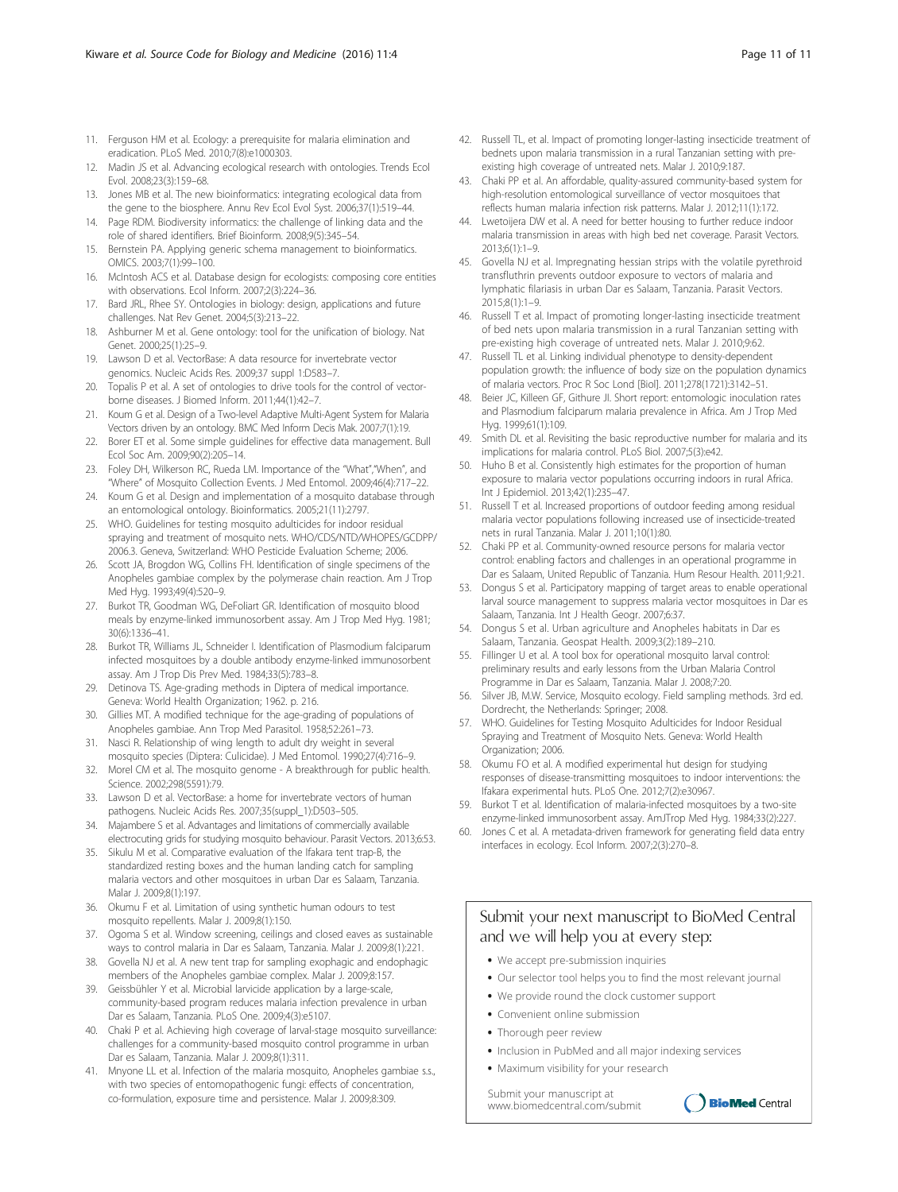11. Ferguson HM et al. Ecology: a prerequisite for malaria elimination and eradication. PLoS Med. 2010;7(8):e1000303.
12. Madin JS et al. Advancing ecological research with ontologies. Trends Ecol Evol. 2008;23(3):159–68.
13. Jones MB et al. The new bioinformatics: integrating ecological data from the gene to the biosphere. Annu Rev Ecol Evol Syst. 2006;37(1):519–44.
14. Page RDM. Biodiversity informatics: the challenge of linking data and the role of shared identifiers. Brief Bioinform. 2008;9(5):345–54.
15. Bernstein PA. Applying generic schema management to bioinformatics. OMICS. 2003;7(1):99–100.
16. McIntosh ACS et al. Database design for ecologists: composing core entities with observations. Ecol Inform. 2007;2(3):224–36.
17. Bard JRL, Rhee SY. Ontologies in biology: design, applications and future challenges. Nat Rev Genet. 2004;5(3):213–22.
18. Ashburner M et al. Gene ontology: tool for the unification of biology. Nat Genet. 2000;25(1):25–9.
19. Lawson D et al. VectorBase: A data resource for invertebrate vector genomics. Nucleic Acids Res. 2009;37 suppl 1:D583–7.
20. Topalis P et al. A set of ontologies to drive tools for the control of vector-borne diseases. J Biomed Inform. 2011;44(1):42–7.
21. Koum G et al. Design of a Two-level Adaptive Multi-Agent System for Malaria Vectors driven by an ontology. BMC Med Inform Decis Mak. 2007;7(1):19.
22. Borer ET et al. Some simple guidelines for effective data management. Bull Ecol Soc Am. 2009;90(2):205–14.
23. Foley DH, Wilkerson RC, Rueda LM. Importance of the "What","When", and "Where" of Mosquito Collection Events. J Med Entomol. 2009;46(4):717–22.
24. Koum G et al. Design and implementation of a mosquito database through an entomological ontology. Bioinformatics. 2005;21(11):2797.
25. WHO. Guidelines for testing mosquito adulticides for indoor residual spraying and treatment of mosquito nets. WHO/CDS/NTD/WHOPES/GCDPP/2006.3. Geneva, Switzerland: WHO Pesticide Evaluation Scheme; 2006.
26. Scott JA, Brogdon WG, Collins FH. Identification of single specimens of the Anopheles gambiae complex by the polymerase chain reaction. Am J Trop Med Hyg. 1993;49(4):520–9.
27. Burkot TR, Goodman WG, DeFoliart GR. Identification of mosquito blood meals by enzyme-linked immunosorbent assay. Am J Trop Med Hyg. 1981; 30(6):1336–41.
28. Burkot TR, Williams JL, Schneider I. Identification of Plasmodium falciparum infected mosquitoes by a double antibody enzyme-linked immunosorbent assay. Am J Trop Dis Prev Med. 1984;33(5):783–8.
29. Detinova TS. Age-grading methods in Diptera of medical importance. Geneva: World Health Organization; 1962. p. 216.
30. Gillies MT. A modified technique for the age-grading of populations of Anopheles gambiae. Ann Trop Med Parasitol. 1958;52:261–73.
31. Nasci R. Relationship of wing length to adult dry weight in several mosquito species (Diptera: Culicidae). J Med Entomol. 1990;27(4):716–9.
32. Morel CM et al. The mosquito genome - A breakthrough for public health. Science. 2002;298(5591):79.
33. Lawson D et al. VectorBase: a home for invertebrate vectors of human pathogens. Nucleic Acids Res. 2007;35(suppl_1):D503–505.
34. Majambere S et al. Advantages and limitations of commercially available electrocuting grids for studying mosquito behaviour. Parasit Vectors. 2013;6:53.
35. Sikulu M et al. Comparative evaluation of the Ifakara tent trap-B, the standardized resting boxes and the human landing catch for sampling malaria vectors and other mosquitoes in urban Dar es Salaam, Tanzania. Malar J. 2009;8(1):197.
36. Okumu F et al. Limitation of using synthetic human odours to test mosquito repellents. Malar J. 2009;8(1):150.
37. Ogoma S et al. Window screening, ceilings and closed eaves as sustainable ways to control malaria in Dar es Salaam, Tanzania. Malar J. 2009;8(1):221.
38. Govella NJ et al. A new tent trap for sampling exophagic and endophagic members of the Anopheles gambiae complex. Malar J. 2009;8:157.
39. Geissbühler Y et al. Microbial larvicide application by a large-scale, community-based program reduces malaria infection prevalence in urban Dar es Salaam, Tanzania. PLoS One. 2009;4(3):e5107.
40. Chaki P et al. Achieving high coverage of larval-stage mosquito surveillance: challenges for a community-based mosquito control programme in urban Dar es Salaam, Tanzania. Malar J. 2009;8(1):311.
41. Mnyone LL et al. Infection of the malaria mosquito, Anopheles gambiae s.s., with two species of entomopathogenic fungi: effects of concentration, co-formulation, exposure time and persistence. Malar J. 2009;8:309.
42. Russell TL, et al. Impact of promoting longer-lasting insecticide treatment of bednets upon malaria transmission in a rural Tanzanian setting with pre-existing high coverage of untreated nets. Malar J. 2010;9:187.
43. Chaki PP et al. An affordable, quality-assured community-based system for high-resolution entomological surveillance of vector mosquitoes that reflects human malaria infection risk patterns. Malar J. 2012;11(1):172.
44. Lwetoijera DW et al. A need for better housing to further reduce indoor malaria transmission in areas with high bed net coverage. Parasit Vectors. 2013;6(1):1–9.
45. Govella NJ et al. Impregnating hessian strips with the volatile pyrethroid transfluthrin prevents outdoor exposure to vectors of malaria and lymphatic filariasis in urban Dar es Salaam, Tanzania. Parasit Vectors. 2015;8(1):1–9.
46. Russell T et al. Impact of promoting longer-lasting insecticide treatment of bed nets upon malaria transmission in a rural Tanzanian setting with pre-existing high coverage of untreated nets. Malar J. 2010;9:62.
47. Russell TL et al. Linking individual phenotype to density-dependent population growth: the influence of body size on the population dynamics of malaria vectors. Proc R Soc Lond [Biol]. 2011;278(1721):3142–51.
48. Beier JC, Killeen GF, Githure JI. Short report: entomologic inoculation rates and Plasmodium falciparum malaria prevalence in Africa. Am J Trop Med Hyg. 1999;61(1):109.
49. Smith DL et al. Revisiting the basic reproductive number for malaria and its implications for malaria control. PLoS Biol. 2007;5(3):e42.
50. Huho B et al. Consistently high estimates for the proportion of human exposure to malaria vector populations occurring indoors in rural Africa. Int J Epidemiol. 2013;42(1):235–47.
51. Russell T et al. Increased proportions of outdoor feeding among residual malaria vector populations following increased use of insecticide-treated nets in rural Tanzania. Malar J. 2011;10(1):80.
52. Chaki PP et al. Community-owned resource persons for malaria vector control: enabling factors and challenges in an operational programme in Dar es Salaam, United Republic of Tanzania. Hum Resour Health. 2011;9:21.
53. Dongus S et al. Participatory mapping of target areas to enable operational larval source management to suppress malaria vector mosquitoes in Dar es Salaam, Tanzania. Int J Health Geogr. 2007;6:37.
54. Dongus S et al. Urban agriculture and Anopheles habitats in Dar es Salaam, Tanzania. Geospat Health. 2009;3(2):189–210.
55. Fillinger U et al. A tool box for operational mosquito larval control: preliminary results and early lessons from the Urban Malaria Control Programme in Dar es Salaam, Tanzania. Malar J. 2008;7:20.
56. Silver JB, M.W. Service, Mosquito ecology. Field sampling methods. 3rd ed. Dordrecht, the Netherlands: Springer; 2008.
57. WHO. Guidelines for Testing Mosquito Adulticides for Indoor Residual Spraying and Treatment of Mosquito Nets. Geneva: World Health Organization; 2006.
58. Okumu FO et al. A modified experimental hut design for studying responses of disease-transmitting mosquitoes to indoor interventions: the Ifakara experimental huts. PLoS One. 2012;7(2):e30967.
59. Burkot T et al. Identification of malaria-infected mosquitoes by a two-site enzyme-linked immunosorbent assay. AmJTrop Med Hyg. 1984;33(2):227.
60. Jones C et al. A metadata-driven framework for generating field data entry interfaces in ecology. Ecol Inform. 2007;2(3):270–8.

Submit your next manuscript to BioMed Central and we will help you at every step:

- We accept pre-submission inquiries
- Our selector tool helps you to find the most relevant journal
- We provide round the clock customer support
- Convenient online submission
- Thorough peer review
- Inclusion in PubMed and all major indexing services
- Maximum visibility for your research

Submit your manuscript at www.biomedcentral.com/submit

BioMed Central